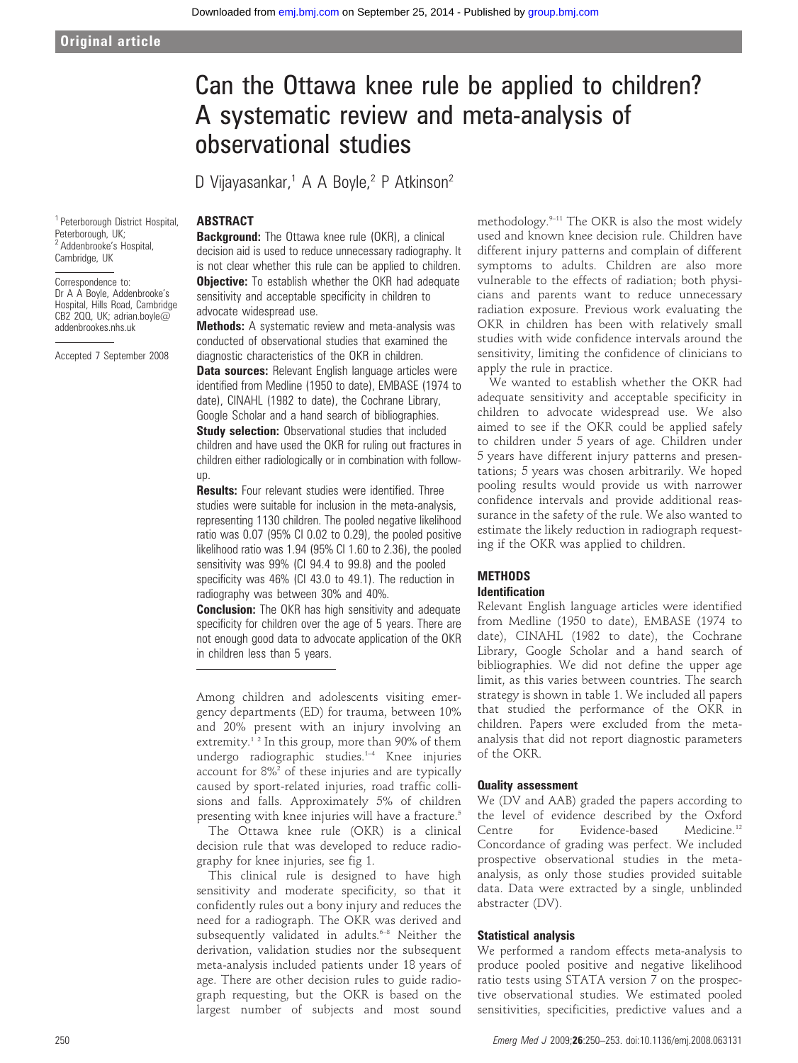Original article

# Can the Ottawa knee rule be applied to children? A systematic review and meta-analysis of observational studies

D Vijayasankar,[1] A A Boyle,[2] P Atkinson[2]

[1] Peterborough District Hospital, Peterborough, UK; [2] Addenbrooke's Hospital, Cambridge, UK

Correspondence to: Dr A A Boyle, Addenbrooke's Hospital, Hills Road, Cambridge CB2 2QQ, UK; adrian.boyle@addenbrookes.nhs.uk

Accepted 7 September 2008

## ABSTRACT

**Background:** The Ottawa knee rule (OKR), a clinical decision aid is used to reduce unnecessary radiography. It is not clear whether this rule can be applied to children.

**Objective:** To establish whether the OKR had adequate sensitivity and acceptable specificity in children to advocate widespread use.

**Methods:** A systematic review and meta-analysis was conducted of observational studies that examined the diagnostic characteristics of the OKR in children.

**Data sources:** Relevant English language articles were identified from Medline (1950 to date), EMBASE (1974 to date), CINAHL (1982 to date), the Cochrane Library, Google Scholar and a hand search of bibliographies.

**Study selection:** Observational studies that included children and have used the OKR for ruling out fractures in children either radiologically or in combination with follow-up.

**Results:** Four relevant studies were identified. Three studies were suitable for inclusion in the meta-analysis, representing 1130 children. The pooled negative likelihood ratio was 0.07 (95% CI 0.02 to 0.29), the pooled positive likelihood ratio was 1.94 (95% CI 1.60 to 2.36), the pooled sensitivity was 99% (CI 94.4 to 99.8) and the pooled specificity was 46% (CI 43.0 to 49.1). The reduction in radiography was between 30% and 40%.

**Conclusion:** The OKR has high sensitivity and adequate specificity for children over the age of 5 years. There are not enough good data to advocate application of the OKR in children less than 5 years.

Among children and adolescents visiting emergency departments (ED) for trauma, between 10% and 20% present with an injury involving an extremity.[1,2] In this group, more than 90% of them undergo radiographic studies.[1–4] Knee injuries account for 8%[2] of these injuries and are typically caused by sport-related injuries, road traffic collisions and falls. Approximately 5% of children presenting with knee injuries will have a fracture.[5]

The Ottawa knee rule (OKR) is a clinical decision rule that was developed to reduce radiography for knee injuries, see fig 1.

This clinical rule is designed to have high sensitivity and moderate specificity, so that it confidently rules out a bony injury and reduces the need for a radiograph. The OKR was derived and subsequently validated in adults.[6–8] Neither the derivation, validation studies nor the subsequent meta-analysis included patients under 18 years of age. There are other decision rules to guide radiograph requesting, but the OKR is based on the largest number of subjects and most sound methodology.[9–11] The OKR is also the most widely used and known knee decision rule. Children have different injury patterns and complain of different symptoms to adults. Children are also more vulnerable to the effects of radiation; both physicians and parents want to reduce unnecessary radiation exposure. Previous work evaluating the OKR in children has been with relatively small studies with wide confidence intervals around the sensitivity, limiting the confidence of clinicians to apply the rule in practice.

We wanted to establish whether the OKR had adequate sensitivity and acceptable specificity in children to advocate widespread use. We also aimed to see if the OKR could be applied safely to children under 5 years of age. Children under 5 years have different injury patterns and presentations; 5 years was chosen arbitrarily. We hoped pooling results would provide us with narrower confidence intervals and provide additional reassurance in the safety of the rule. We also wanted to estimate the likely reduction in radiograph requesting if the OKR was applied to children.

## METHODS

### Identification

Relevant English language articles were identified from Medline (1950 to date), EMBASE (1974 to date), CINAHL (1982 to date), the Cochrane Library, Google Scholar and a hand search of bibliographies. We did not define the upper age limit, as this varies between countries. The search strategy is shown in table 1. We included all papers that studied the performance of the OKR in children. Papers were excluded from the meta-analysis that did not report diagnostic parameters of the OKR.

### Quality assessment

We (DV and AAB) graded the papers according to the level of evidence described by the Oxford Centre for Evidence-based Medicine.[12] Concordance of grading was perfect. We included prospective observational studies in the meta-analysis, as only those studies provided suitable data. Data were extracted by a single, unblinded abstracter (DV).

### Statistical analysis

We performed a random effects meta-analysis to produce pooled positive and negative likelihood ratio tests using STATA version 7 on the prospective observational studies. We estimated pooled sensitivities, specificities, predictive values and a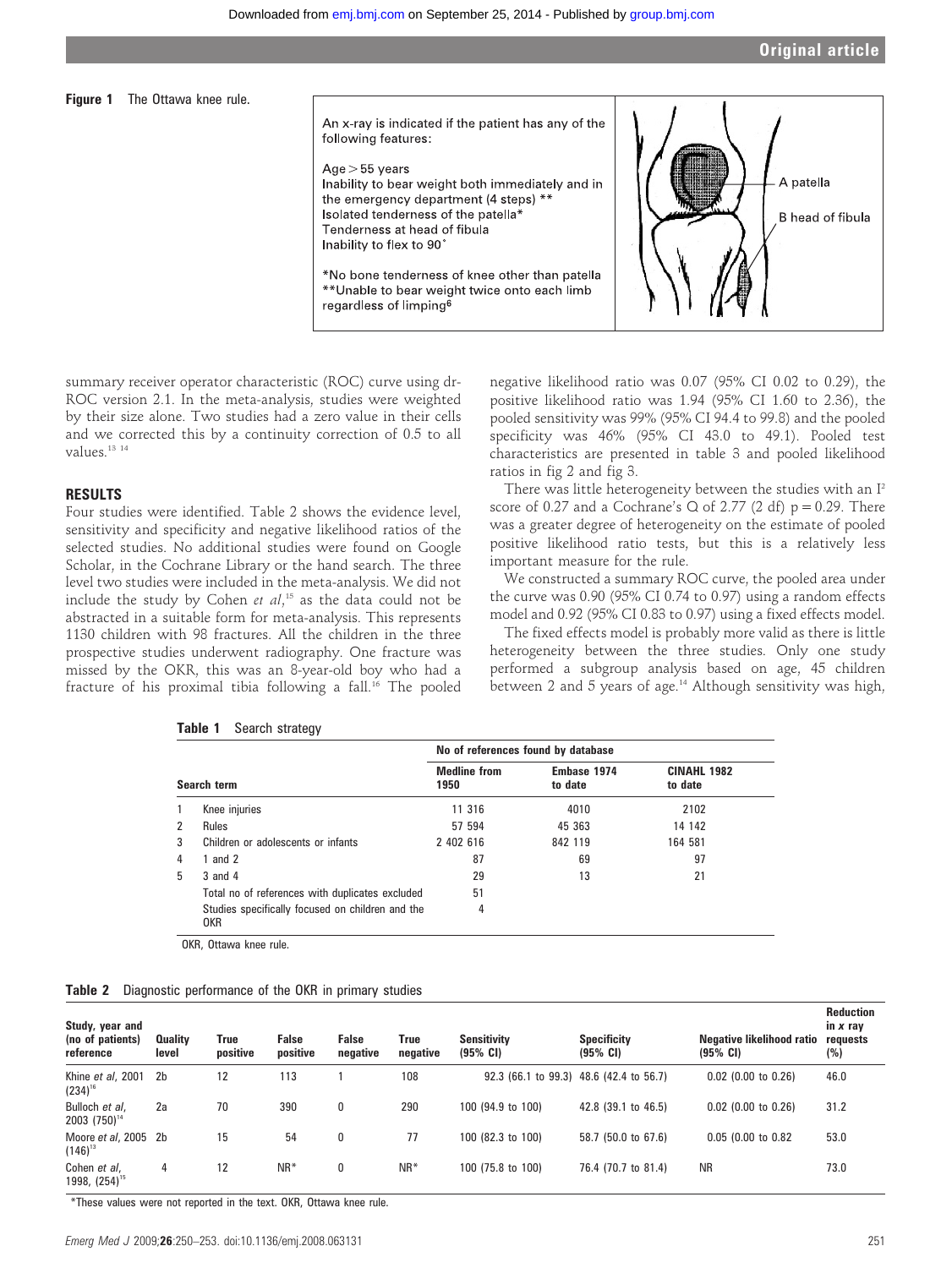**Figure 1** The Ottawa knee rule.

An x-ray is indicated if the patient has any of the following features:

Age > 55 years
Inability to bear weight both immediately and in the emergency department (4 steps) **
Isolated tenderness of the patella*
Tenderness at head of fibula
Inability to flex to 90˚

*No bone tenderness of knee other than patella
**Unable to bear weight twice onto each limb regardless of limping[6]

A patella
B head of fibula

summary receiver operator characteristic (ROC) curve using dr-ROC version 2.1. In the meta-analysis, studies were weighted by their size alone. Two studies had a zero value in their cells and we corrected this by a continuity correction of 0.5 to all values.[13 14]

## RESULTS

Four studies were identified. Table 2 shows the evidence level, sensitivity and specificity and negative likelihood ratios of the selected studies. No additional studies were found on Google Scholar, in the Cochrane Library or the hand search. The three level two studies were included in the meta-analysis. We did not include the study by Cohen *et al*,[15] as the data could not be abstracted in a suitable form for meta-analysis. This represents 1130 children with 98 fractures. All the children in the three prospective studies underwent radiography. One fracture was missed by the OKR, this was an 8-year-old boy who had a fracture of his proximal tibia following a fall.[16] The pooled negative likelihood ratio was 0.07 (95% CI 0.02 to 0.29), the positive likelihood ratio was 1.94 (95% CI 1.60 to 2.36), the pooled sensitivity was 99% (95% CI 94.4 to 99.8) and the pooled specificity was 46% (95% CI 43.0 to 49.1). Pooled test characteristics are presented in table 3 and pooled likelihood ratios in fig 2 and fig 3.

There was little heterogeneity between the studies with an $I^2$ score of 0.27 and a Cochrane's Q of 2.77 (2 df) $p = 0.29$. There was a greater degree of heterogeneity on the estimate of pooled positive likelihood ratio tests, but this is a relatively less important measure for the rule.

We constructed a summary ROC curve, the pooled area under the curve was 0.90 (95% CI 0.74 to 0.97) using a random effects model and 0.92 (95% CI 0.83 to 0.97) using a fixed effects model.

The fixed effects model is probably more valid as there is little heterogeneity between the three studies. Only one study performed a subgroup analysis based on age, 45 children between 2 and 5 years of age.[14] Although sensitivity was high,

**Table 1** Search strategy

| | Search term | No of references found by database: Medline from 1950 | Embase 1974 to date | CINAHL 1982 to date |
|---|---|---|---|---|
| 1 | Knee injuries | 11 316 | 4010 | 2102 |
| 2 | Rules | 57 594 | 45 363 | 14 142 |
| 3 | Children or adolescents or infants | 2 402 616 | 842 119 | 164 581 |
| 4 | 1 and 2 | 87 | 69 | 97 |
| 5 | 3 and 4 | 29 | 13 | 21 |
| | Total no of references with duplicates excluded | 51 | | |
| | Studies specifically focused on children and the OKR | 4 | | |

OKR, Ottawa knee rule.

**Table 2** Diagnostic performance of the OKR in primary studies

| Study, year and (no of patients) reference | Quality level | True positive | False positive | False negative | True negative | Sensitivity (95% CI) | Specificity (95% CI) | Negative likelihood ratio (95% CI) | Reduction in *x* ray requests (%) |
|---|---|---|---|---|---|---|---|---|---|
| Khine *et al*, 2001 (234)[16] | 2b | 12 | 113 | 1 | 108 | 92.3 (66.1 to 99.3) | 48.6 (42.4 to 56.7) | 0.02 (0.00 to 0.26) | 46.0 |
| Bulloch *et al*, 2003 (750)[14] | 2a | 70 | 390 | 0 | 290 | 100 (94.9 to 100) | 42.8 (39.1 to 46.5) | 0.02 (0.00 to 0.26) | 31.2 |
| Moore *et al*, 2005 (146)[13] | 2b | 15 | 54 | 0 | 77 | 100 (82.3 to 100) | 58.7 (50.0 to 67.6) | 0.05 (0.00 to 0.82 | 53.0 |
| Cohen *et al*, 1998, (254)[15] | 4 | 12 | NR* | 0 | NR* | 100 (75.8 to 100) | 76.4 (70.7 to 81.4) | NR | 73.0 |

*These values were not reported in the text. OKR, Ottawa knee rule.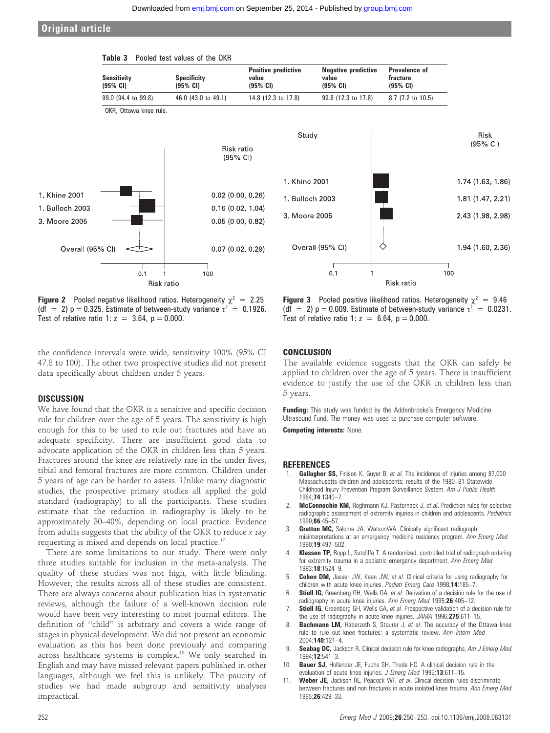**Table 3** Pooled test values of the OKR

| Sensitivity (95% CI) | Specificity (95% CI) | Positive predictive value (95% CI) | Negative predictive value (95% CI) | Prevalence of fracture (95% CI) |
|---|---|---|---|---|
| 99.0 (94.4 to 99.8) | 46.0 (43.0 to 49.1) | 14.8 (12.3 to 17.8) | 99.8 (12.3 to 17.8) | 8.7 (7.2 to 10.5) |

OKR, Ottawa knee rule.

| Study | Risk ratio (95% CI) |
|---|---|
| 1. Khine 2001 | 0.02 (0.00, 0.26) |
| 1. Bulloch 2003 | 0.16 (0.02, 1.04) |
| 3. Moore 2005 | 0.05 (0.00, 0.82) |
| Overall (95% CI) | 0.07 (0.02, 0.29) |

**Figure 2** Pooled negative likelihood ratios. Heterogeneity $\chi^2 = 2.25$ (df = 2) p = 0.325. Estimate of between-study variance $\tau^2 = 0.1926$. Test of relative ratio 1: z = 3.64, p = 0.000.

| Study | Risk (95% CI) |
|---|---|
| 1. Khine 2001 | 1.74 (1.63, 1.86) |
| 1. Bulloch 2003 | 1.81 (1.47, 2.21) |
| 3. Moore 2005 | 2.43 (1.98, 2.98) |
| Overall (95% CI) | 1.94 (1.60, 2.36) |

**Figure 3** Pooled positive likelihood ratios. Heterogeneity $\chi^2 = 9.46$ (df = 2) p = 0.009. Estimate of between-study variance $\tau^2 = 0.0231$. Test of relative ratio 1: z = 6.64, p = 0.000.

the confidence intervals were wide, sensitivity 100% (95% CI 47.8 to 100). The other two prospective studies did not present data specifically about children under 5 years.

## DISCUSSION

We have found that the OKR is a sensitive and specific decision rule for children over the age of 5 years. The sensitivity is high enough for this to be used to rule out fractures and have an adequate specificity. There are insufficient good data to advocate application of the OKR in children less than 5 years. Fractures around the knee are relatively rare in the under fives, tibial and femoral fractures are more common. Children under 5 years of age can be harder to assess. Unlike many diagnostic studies, the prospective primary studies all applied the gold standard (radiography) to all the participants. These studies estimate that the reduction in radiography is likely to be approximately 30–40%, depending on local practice. Evidence from adults suggests that the ability of the OKR to reduce *x* ray requesting is mixed and depends on local practice.[17]

There are some limitations to our study. There were only three studies suitable for inclusion in the meta-analysis. The quality of these studies was not high, with little blinding. However, the results across all of these studies are consistent. There are always concerns about publication bias in systematic reviews, although the failure of a well-known decision rule would have been very interesting to most journal editors. The definition of "child" is arbitrary and covers a wide range of stages in physical development. We did not present an economic evaluation as this has been done previously and comparing across healthcare systems is complex.[18] We only searched in English and may have missed relevant papers published in other languages, although we feel this is unlikely. The paucity of studies we had made subgroup and sensitivity analyses impractical.

## CONCLUSION

The available evidence suggests that the OKR can safely be applied to children over the age of 5 years. There is insufficient evidence to justify the use of the OKR in children less than 5 years.

**Funding:** This study was funded by the Addenbrooke's Emergency Medicine Ultrasound Fund. The money was used to purchase computer software.

**Competing interests:** None.

## REFERENCES

1. **Gallagher SS,** Finison K, Guyer B, *et al*. The incidence of injuries among 87,000 Massachusetts children and adolescents: results of the 1980–81 Statewide Childhood Injury Prevention Program Surveillance System. *Am J Public Health* 1984;**74**:1340–7.
2. **McConnochie KM,** Roghmann KJ, Pasternack J, *et al*. Prediction rules for selective radiographic assessment of extremity injuries in children and adolescents. *Pediatrics* 1990;**86**:45–57.
3. **Gratton MC,** Salome JA, WatsonWA. Clinically significant radiograph misinterpretations at an emergency medicine residency program. *Ann Emerg Med* 1990;**19**:497–502.
4. **Klassen TP,** Ropp L, Sutcliffe T. A randomized, controlled trial of radiograph ordering for extremity trauma in a pediatric emergency department. *Ann Emerg Med* 1993;**18**:1524–9.
5. **Cohen DM,** Jasser JW, Kean JW, *et al*. Clinical criteria for using radiography for children with acute knee injuries. *Pediatr Emerg Care* 1998;**14**:185–7.
6. **Stiell IG,** Greenberg GH, Wells GA, *et al*. Derivation of a decision rule for the use of radiography in acute knee injuries. *Ann Emerg Med* 1995;**26**:405–12.
7. **Stiell IG,** Greenberg GH, Wells GA, *et al*. Prospective validation of a decision rule for the use of radiography in acute knee injuries. *JAMA* 1996;**275**:611–15.
8. **Bachmann LM,** Haberzeth S, Steurer J, *et al*. The accuracy of the Ottawa knee rule to rule out knee fractures: a systematic review. *Ann Intern Med* 2004;**140**:121–4.
9. **Seabag DC,** Jackson R. Clinical decision rule for knee radiographs. *Am J Emerg Med* 1994;**12**:541–3.
10. **Bauer SJ,** Hollander JE, Fuchs SH, Thode HC. A clinical decision rule in the evaluation of acute knee injuries. *J Emerg Med* 1995;**13**:611–15.
11. **Weber JE,** Jackson RE, Peacock WF, *et al*. Clinical decision rules discriminate between fractures and non fractures in acute isolated knee trauma. *Ann Emerg Med* 1995;**26**:429–33.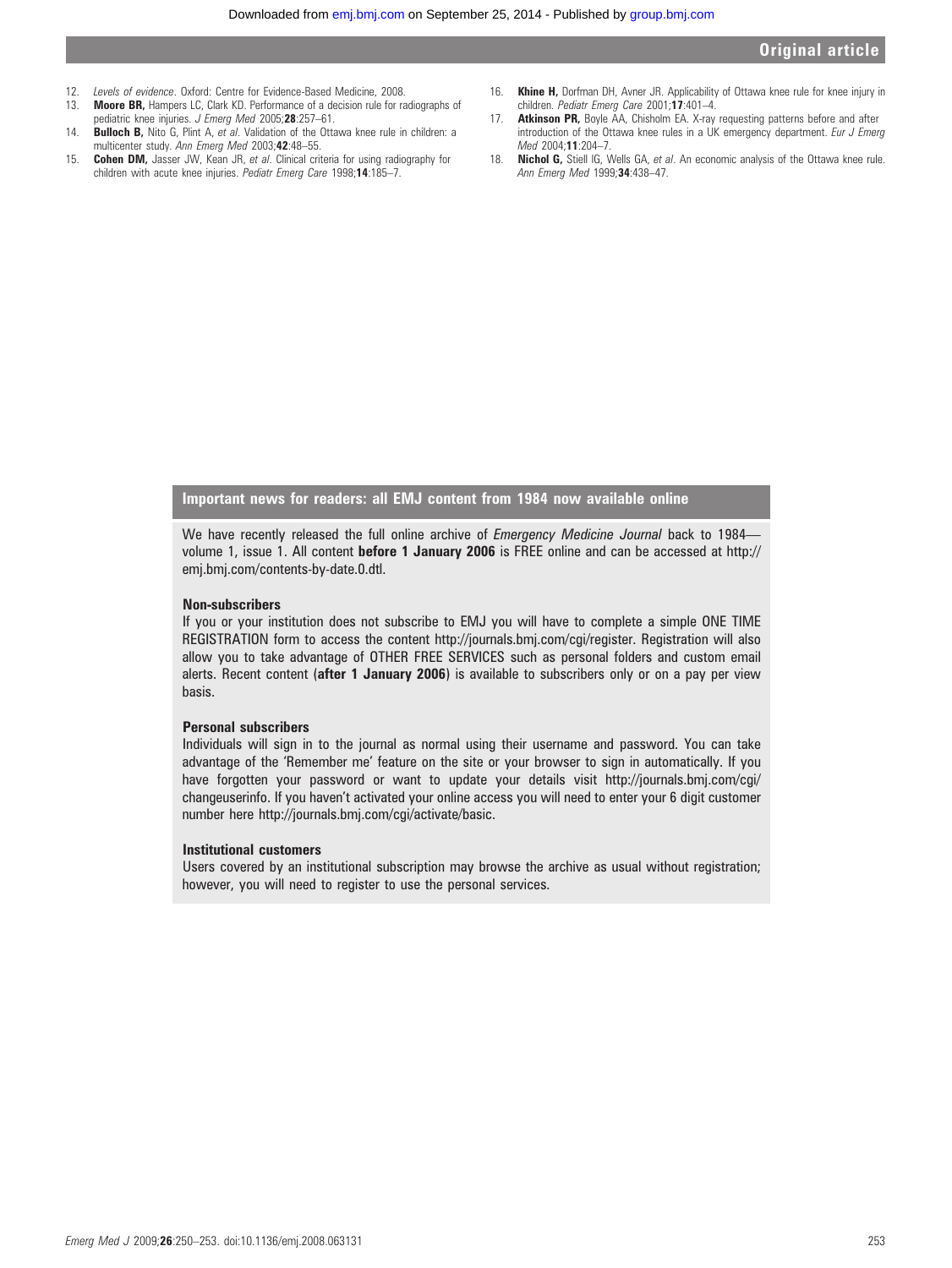12. *Levels of evidence*. Oxford: Centre for Evidence-Based Medicine, 2008.
13. **Moore BR,** Hampers LC, Clark KD. Performance of a decision rule for radiographs of pediatric knee injuries. *J Emerg Med* 2005;**28**:257–61.
14. **Bulloch B,** Nito G, Plint A, *et al*. Validation of the Ottawa knee rule in children: a multicenter study. *Ann Emerg Med* 2003;**42**:48–55.
15. **Cohen DM,** Jasser JW, Kean JR, *et al*. Clinical criteria for using radiography for children with acute knee injuries. *Pediatr Emerg Care* 1998;**14**:185–7.
16. **Khine H,** Dorfman DH, Avner JR. Applicability of Ottawa knee rule for knee injury in children. *Pediatr Emerg Care* 2001;**17**:401–4.
17. **Atkinson PR,** Boyle AA, Chisholm EA. X-ray requesting patterns before and after introduction of the Ottawa knee rules in a UK emergency department. *Eur J Emerg Med* 2004;**11**:204–7.
18. **Nichol G,** Stiell IG, Wells GA, *et al*. An economic analysis of the Ottawa knee rule. *Ann Emerg Med* 1999;**34**:438–47.

## Important news for readers: all EMJ content from 1984 now available online

We have recently released the full online archive of *Emergency Medicine Journal* back to 1984—volume 1, issue 1. All content **before 1 January 2006** is FREE online and can be accessed at http://emj.bmj.com/contents-by-date.0.dtl.

**Non-subscribers**
If you or your institution does not subscribe to EMJ you will have to complete a simple ONE TIME REGISTRATION form to access the content http://journals.bmj.com/cgi/register. Registration will also allow you to take advantage of OTHER FREE SERVICES such as personal folders and custom email alerts. Recent content (**after 1 January 2006**) is available to subscribers only or on a pay per view basis.

**Personal subscribers**
Individuals will sign in to the journal as normal using their username and password. You can take advantage of the 'Remember me' feature on the site or your browser to sign in automatically. If you have forgotten your password or want to update your details visit http://journals.bmj.com/cgi/changeuserinfo. If you haven't activated your online access you will need to enter your 6 digit customer number here http://journals.bmj.com/cgi/activate/basic.

**Institutional customers**
Users covered by an institutional subscription may browse the archive as usual without registration; however, you will need to register to use the personal services.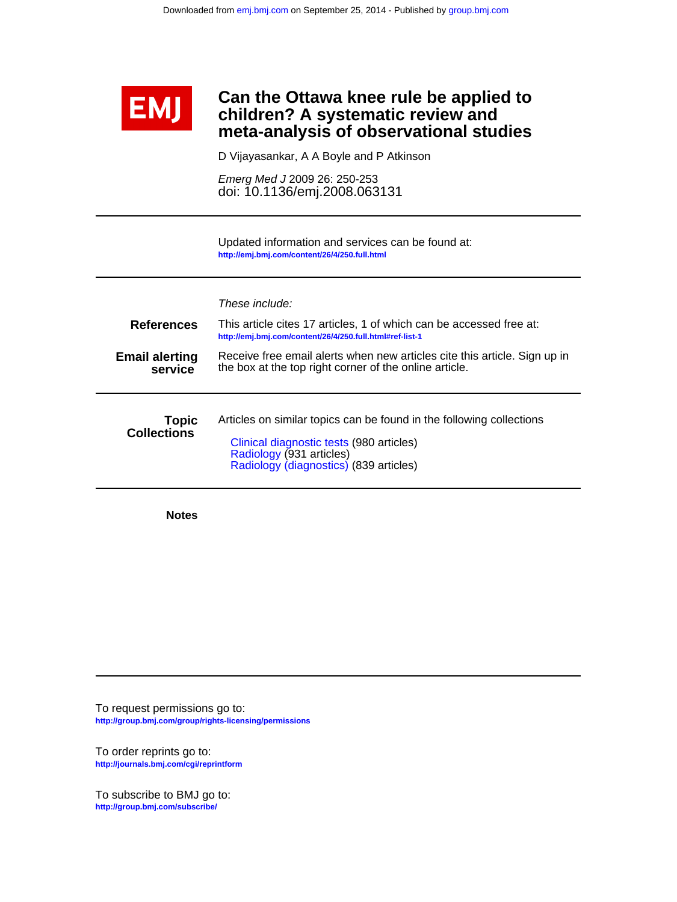Downloaded from emj.bmj.com on September 25, 2014 - Published by group.bmj.com

EMJ

# Can the Ottawa knee rule be applied to children? A systematic review and meta-analysis of observational studies

D Vijayasankar, A A Boyle and P Atkinson

*Emerg Med J* 2009 26: 250-253
doi: 10.1136/emj.2008.063131

Updated information and services can be found at:
**http://emj.bmj.com/content/26/4/250.full.html**

*These include:*

**References**

This article cites 17 articles, 1 of which can be accessed free at:
**http://emj.bmj.com/content/26/4/250.full.html#ref-list-1**

**Email alerting service**

Receive free email alerts when new articles cite this article. Sign up in the box at the top right corner of the online article.

**Topic Collections**

Articles on similar topics can be found in the following collections

- Clinical diagnostic tests (980 articles)
- Radiology (931 articles)
- Radiology (diagnostics) (839 articles)

**Notes**

To request permissions go to:
**http://group.bmj.com/group/rights-licensing/permissions**

To order reprints go to:
**http://journals.bmj.com/cgi/reprintform**

To subscribe to BMJ go to:
**http://group.bmj.com/subscribe/**